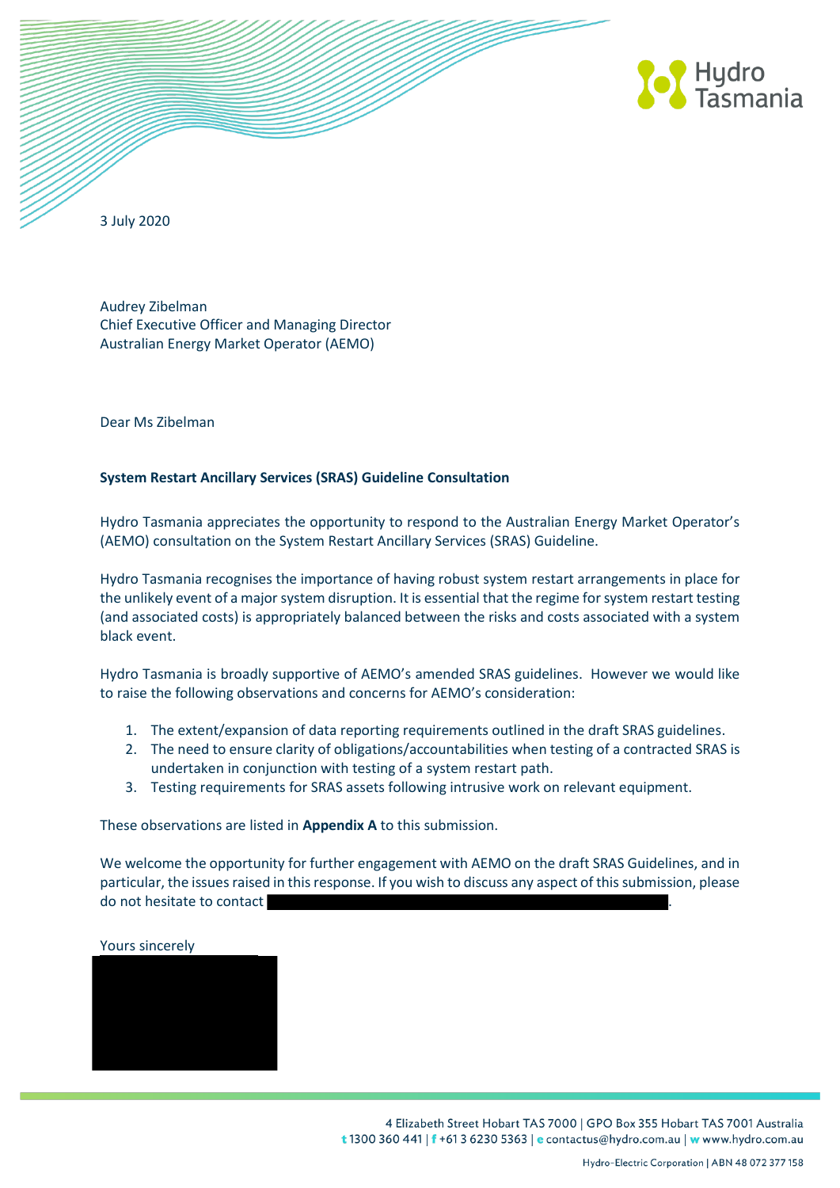3 July 2020

Audrey Zibelman  
Chief Executive Officer and Managing Director  
Australian Energy Market Operator (AEMO)

Dear Ms Zibelman

**System Restart Ancillary Services (SRAS) Guideline Consultation**

Hydro Tasmania appreciates the opportunity to respond to the Australian Energy Market Operator's (AEMO) consultation on the System Restart Ancillary Services (SRAS) Guideline.

Hydro Tasmania recognises the importance of having robust system restart arrangements in place for the unlikely event of a major system disruption. It is essential that the regime for system restart testing (and associated costs) is appropriately balanced between the risks and costs associated with a system black event.

Hydro Tasmania is broadly supportive of AEMO's amended SRAS guidelines. However we would like to raise the following observations and concerns for AEMO's consideration:

1. The extent/expansion of data reporting requirements outlined in the draft SRAS guidelines.
2. The need to ensure clarity of obligations/accountabilities when testing of a contracted SRAS is undertaken in conjunction with testing of a system restart path.
3. Testing requirements for SRAS assets following intrusive work on relevant equipment.

These observations are listed in **Appendix A** to this submission.

We welcome the opportunity for further engagement with AEMO on the draft SRAS Guidelines, and in particular, the issues raised in this response. If you wish to discuss any aspect of this submission, please do not hesitate to contact .

Yours sincerely

4 Elizabeth Street Hobart TAS 7000 | GPO Box 355 Hobart TAS 7001 Australia  
t 1300 360 441 | f +61 3 6230 5363 | e contactus@hydro.com.au | w www.hydro.com.au

Hydro-Electric Corporation | ABN 48 072 377 158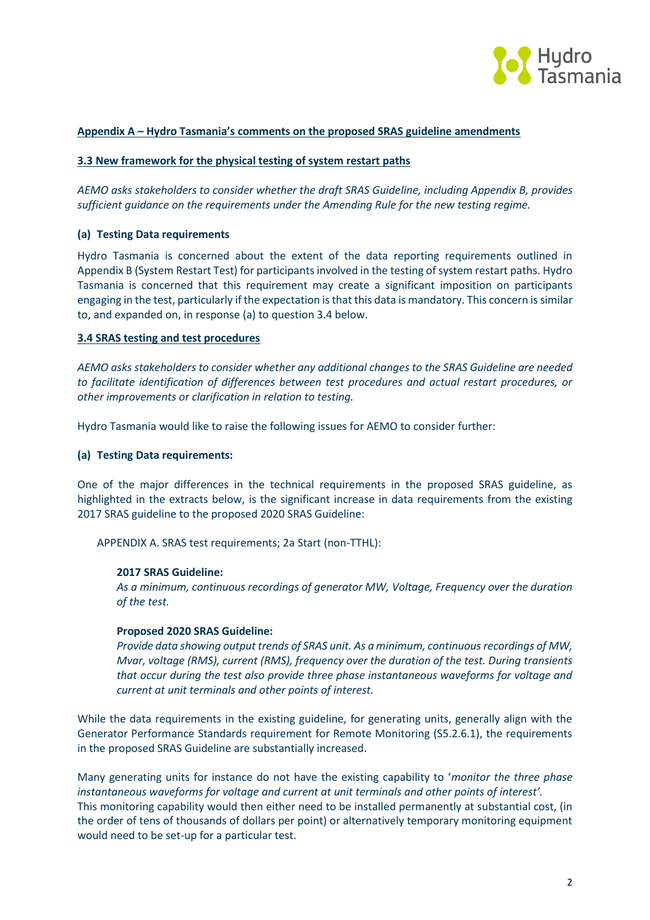**Appendix A – Hydro Tasmania's comments on the proposed SRAS guideline amendments**

**3.3 New framework for the physical testing of system restart paths**

*AEMO asks stakeholders to consider whether the draft SRAS Guideline, including Appendix B, provides sufficient guidance on the requirements under the Amending Rule for the new testing regime.*

**(a) Testing Data requirements**

Hydro Tasmania is concerned about the extent of the data reporting requirements outlined in Appendix B (System Restart Test) for participants involved in the testing of system restart paths. Hydro Tasmania is concerned that this requirement may create a significant imposition on participants engaging in the test, particularly if the expectation is that this data is mandatory. This concern is similar to, and expanded on, in response (a) to question 3.4 below.

**3.4 SRAS testing and test procedures**

*AEMO asks stakeholders to consider whether any additional changes to the SRAS Guideline are needed to facilitate identification of differences between test procedures and actual restart procedures, or other improvements or clarification in relation to testing.*

Hydro Tasmania would like to raise the following issues for AEMO to consider further:

**(a) Testing Data requirements:**

One of the major differences in the technical requirements in the proposed SRAS guideline, as highlighted in the extracts below, is the significant increase in data requirements from the existing 2017 SRAS guideline to the proposed 2020 SRAS Guideline:

APPENDIX A. SRAS test requirements; 2a Start (non-TTHL):

**2017 SRAS Guideline:**
*As a minimum, continuous recordings of generator MW, Voltage, Frequency over the duration of the test.*

**Proposed 2020 SRAS Guideline:**
*Provide data showing output trends of SRAS unit. As a minimum, continuous recordings of MW, Mvar, voltage (RMS), current (RMS), frequency over the duration of the test. During transients that occur during the test also provide three phase instantaneous waveforms for voltage and current at unit terminals and other points of interest.*

While the data requirements in the existing guideline, for generating units, generally align with the Generator Performance Standards requirement for Remote Monitoring (S5.2.6.1), the requirements in the proposed SRAS Guideline are substantially increased.

Many generating units for instance do not have the existing capability to '*monitor the three phase instantaneous waveforms for voltage and current at unit terminals and other points of interest'.*
This monitoring capability would then either need to be installed permanently at substantial cost, (in the order of tens of thousands of dollars per point) or alternatively temporary monitoring equipment would need to be set-up for a particular test.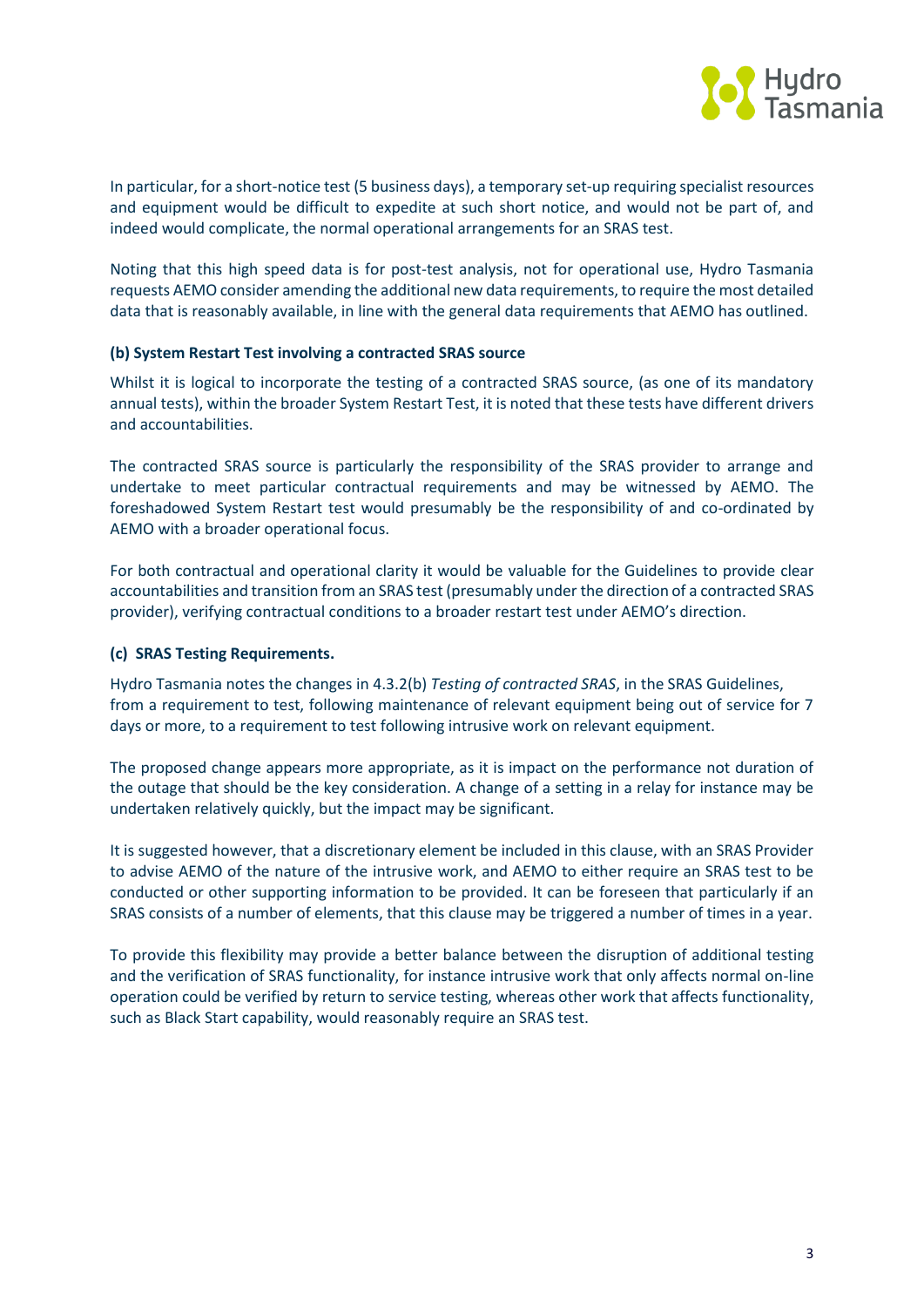In particular, for a short-notice test (5 business days), a temporary set-up requiring specialist resources and equipment would be difficult to expedite at such short notice, and would not be part of, and indeed would complicate, the normal operational arrangements for an SRAS test.

Noting that this high speed data is for post-test analysis, not for operational use, Hydro Tasmania requests AEMO consider amending the additional new data requirements, to require the most detailed data that is reasonably available, in line with the general data requirements that AEMO has outlined.

**(b) System Restart Test involving a contracted SRAS source**

Whilst it is logical to incorporate the testing of a contracted SRAS source, (as one of its mandatory annual tests), within the broader System Restart Test, it is noted that these tests have different drivers and accountabilities.

The contracted SRAS source is particularly the responsibility of the SRAS provider to arrange and undertake to meet particular contractual requirements and may be witnessed by AEMO. The foreshadowed System Restart test would presumably be the responsibility of and co-ordinated by AEMO with a broader operational focus.

For both contractual and operational clarity it would be valuable for the Guidelines to provide clear accountabilities and transition from an SRAS test (presumably under the direction of a contracted SRAS provider), verifying contractual conditions to a broader restart test under AEMO's direction.

**(c) SRAS Testing Requirements.**

Hydro Tasmania notes the changes in 4.3.2(b) *Testing of contracted SRAS*, in the SRAS Guidelines, from a requirement to test, following maintenance of relevant equipment being out of service for 7 days or more, to a requirement to test following intrusive work on relevant equipment.

The proposed change appears more appropriate, as it is impact on the performance not duration of the outage that should be the key consideration. A change of a setting in a relay for instance may be undertaken relatively quickly, but the impact may be significant.

It is suggested however, that a discretionary element be included in this clause, with an SRAS Provider to advise AEMO of the nature of the intrusive work, and AEMO to either require an SRAS test to be conducted or other supporting information to be provided. It can be foreseen that particularly if an SRAS consists of a number of elements, that this clause may be triggered a number of times in a year.

To provide this flexibility may provide a better balance between the disruption of additional testing and the verification of SRAS functionality, for instance intrusive work that only affects normal on-line operation could be verified by return to service testing, whereas other work that affects functionality, such as Black Start capability, would reasonably require an SRAS test.